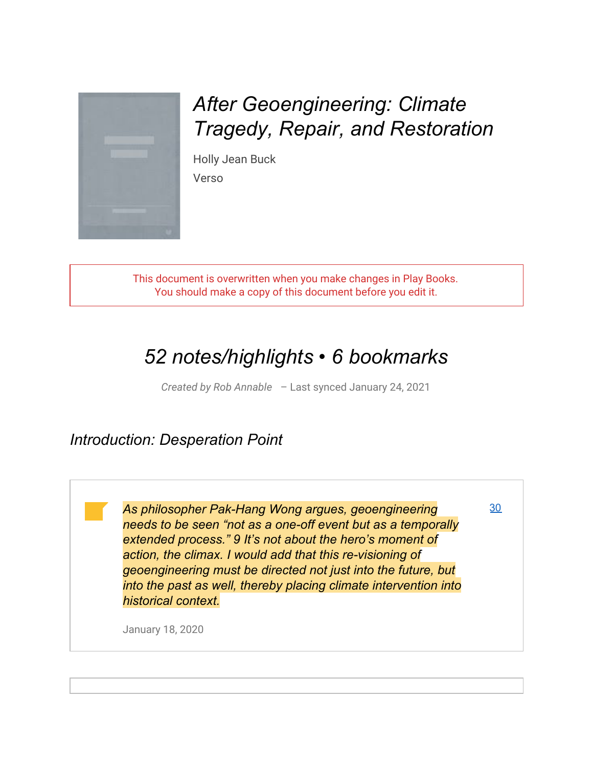# *After Geoengineering: Climate Tragedy, Repair, and Restoration*

Holly Jean Buck

Verso

This document is overwritten when you make changes in Play Books.
You should make a copy of this document before you edit it.

## *52 notes/highlights • 6 bookmarks*

*Created by Rob Annable* – Last synced January 24, 2021

### *Introduction: Desperation Point*

*As philosopher Pak-Hang Wong argues, geoengineering needs to be seen "not as a one-off event but as a temporally extended process." 9 It's not about the hero's moment of action, the climax. I would add that this re-visioning of geoengineering must be directed not just into the future, but into the past as well, thereby placing climate intervention into historical context.*

30

January 18, 2020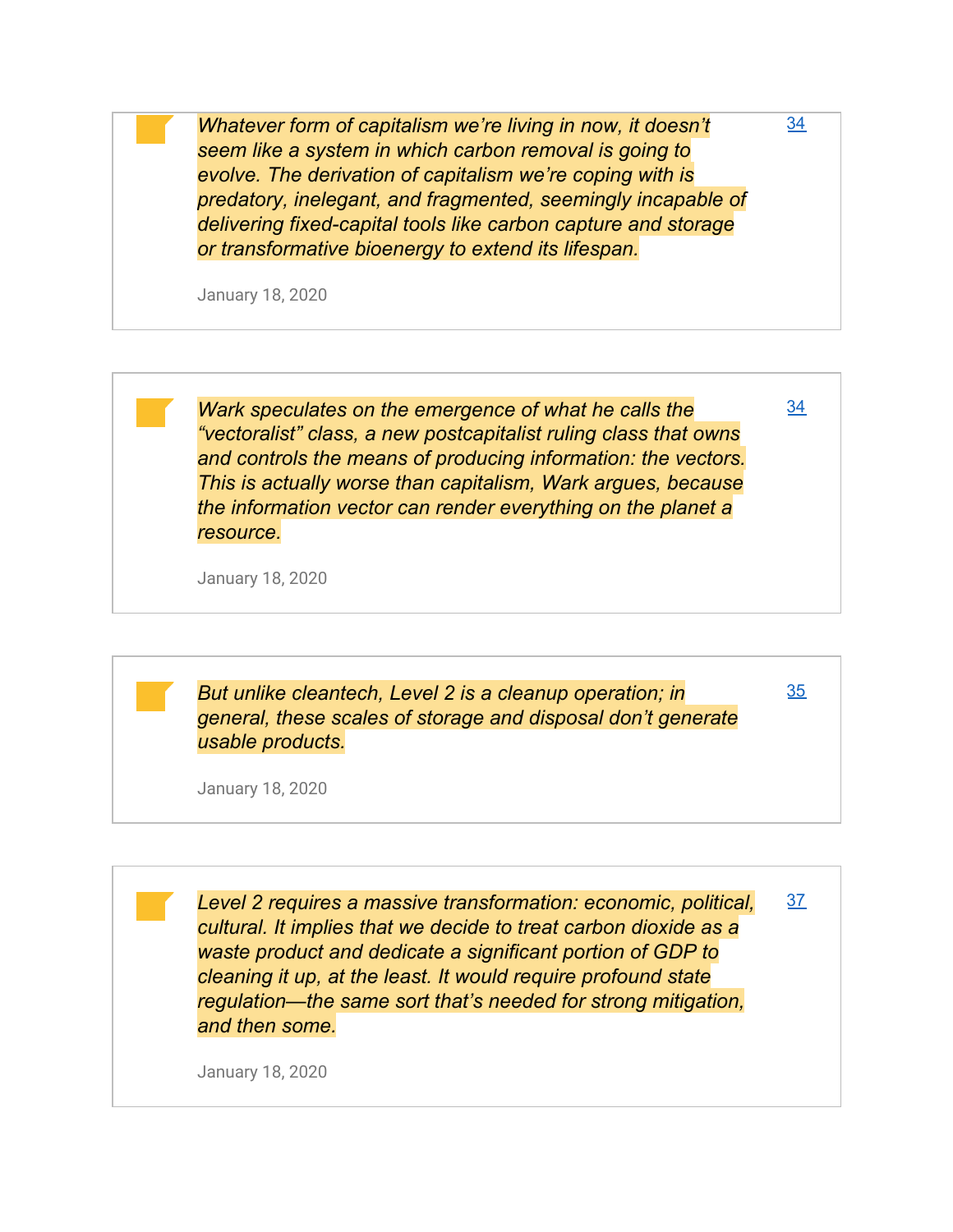*Whatever form of capitalism we're living in now, it doesn't seem like a system in which carbon removal is going to evolve. The derivation of capitalism we're coping with is predatory, inelegant, and fragmented, seemingly incapable of delivering fixed-capital tools like carbon capture and storage or transformative bioenergy to extend its lifespan.*

34

January 18, 2020

---

*Wark speculates on the emergence of what he calls the "vectoralist" class, a new postcapitalist ruling class that owns and controls the means of producing information: the vectors. This is actually worse than capitalism, Wark argues, because the information vector can render everything on the planet a resource.*

34

January 18, 2020

---

*But unlike cleantech, Level 2 is a cleanup operation; in general, these scales of storage and disposal don't generate usable products.*

35

January 18, 2020

---

*Level 2 requires a massive transformation: economic, political, cultural. It implies that we decide to treat carbon dioxide as a waste product and dedicate a significant portion of GDP to cleaning it up, at the least. It would require profound state regulation—the same sort that's needed for strong mitigation, and then some.*

37

January 18, 2020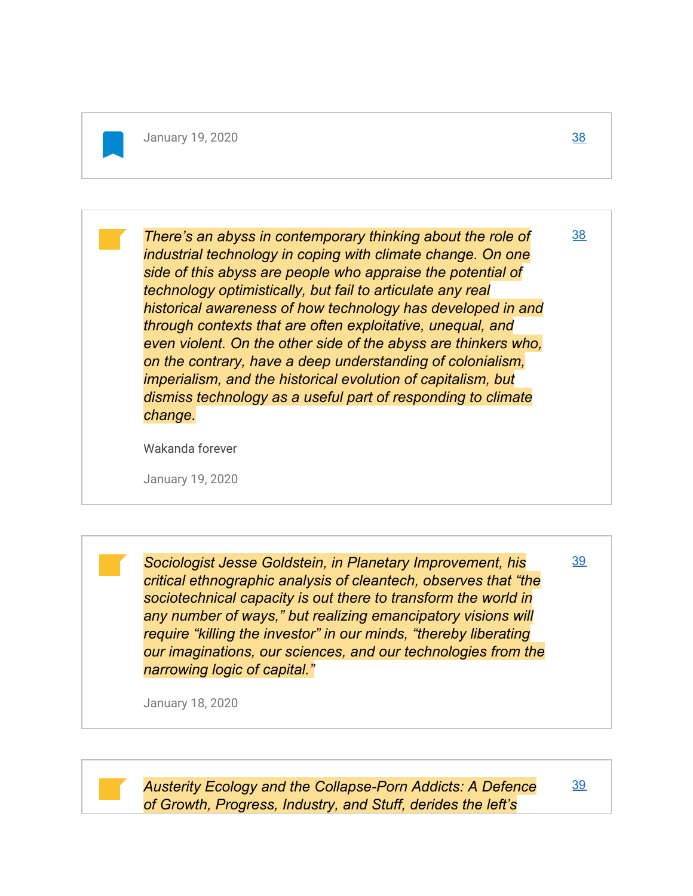January 19, 2020 — 38

---

*There's an abyss in contemporary thinking about the role of industrial technology in coping with climate change. On one side of this abyss are people who appraise the potential of technology optimistically, but fail to articulate any real historical awareness of how technology has developed in and through contexts that are often exploitative, unequal, and even violent. On the other side of the abyss are thinkers who, on the contrary, have a deep understanding of colonialism, imperialism, and the historical evolution of capitalism, but dismiss technology as a useful part of responding to climate change.* — 38

Wakanda forever

January 19, 2020

---

*Sociologist Jesse Goldstein, in Planetary Improvement, his critical ethnographic analysis of cleantech, observes that "the sociotechnical capacity is out there to transform the world in any number of ways," but realizing emancipatory visions will require "killing the investor" in our minds, "thereby liberating our imaginations, our sciences, and our technologies from the narrowing logic of capital."* — 39

January 18, 2020

---

*Austerity Ecology and the Collapse-Porn Addicts: A Defence of Growth, Progress, Industry, and Stuff, derides the left's* — 39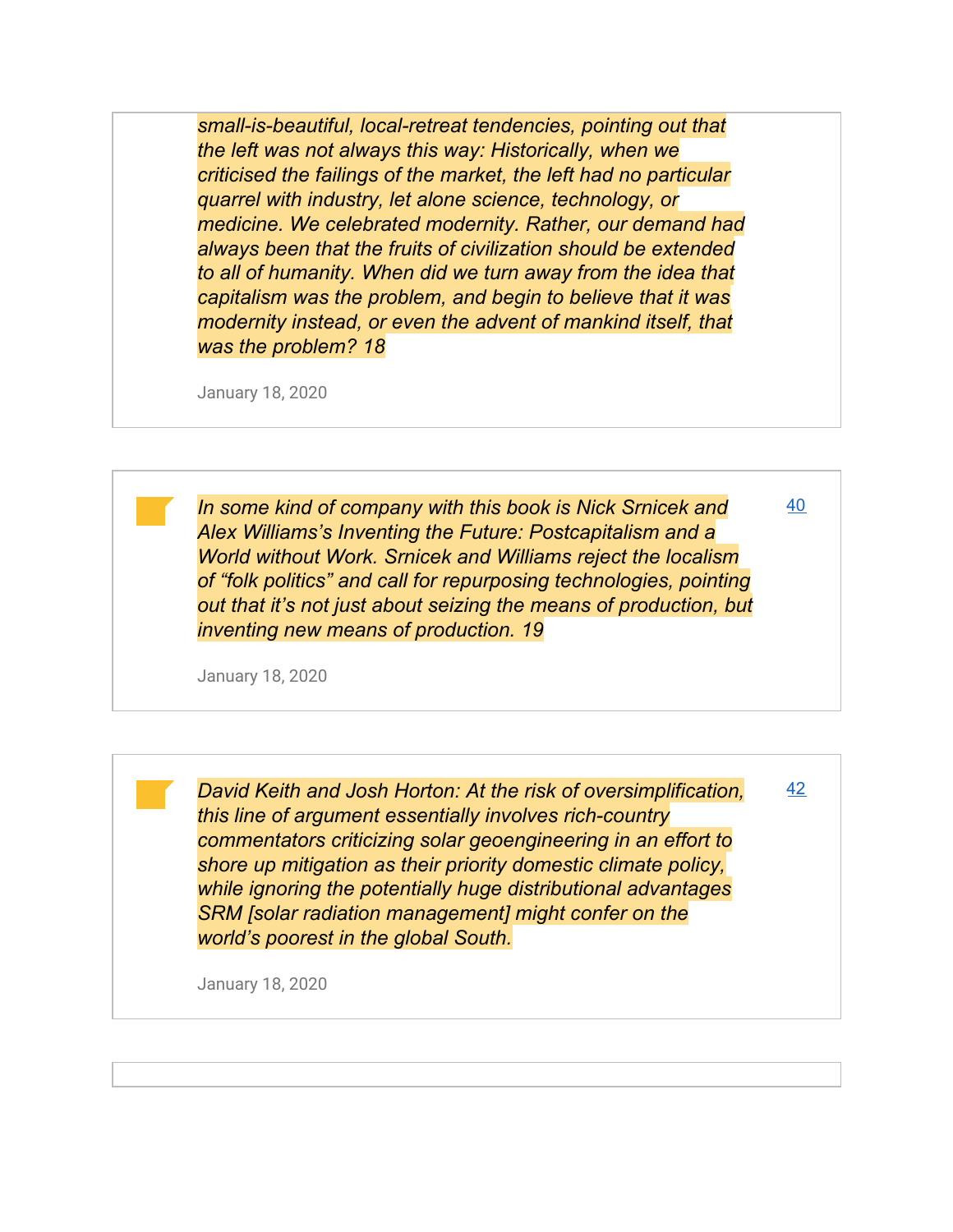*small-is-beautiful, local-retreat tendencies, pointing out that the left was not always this way: Historically, when we criticised the failings of the market, the left had no particular quarrel with industry, let alone science, technology, or medicine. We celebrated modernity. Rather, our demand had always been that the fruits of civilization should be extended to all of humanity. When did we turn away from the idea that capitalism was the problem, and begin to believe that it was modernity instead, or even the advent of mankind itself, that was the problem? 18*

January 18, 2020

---

*In some kind of company with this book is Nick Srnicek and Alex Williams's Inventing the Future: Postcapitalism and a World without Work. Srnicek and Williams reject the localism of "folk politics" and call for repurposing technologies, pointing out that it's not just about seizing the means of production, but inventing new means of production. 19*

40

January 18, 2020

---

*David Keith and Josh Horton: At the risk of oversimplification, this line of argument essentially involves rich-country commentators criticizing solar geoengineering in an effort to shore up mitigation as their priority domestic climate policy, while ignoring the potentially huge distributional advantages SRM [solar radiation management] might confer on the world's poorest in the global South.*

42

January 18, 2020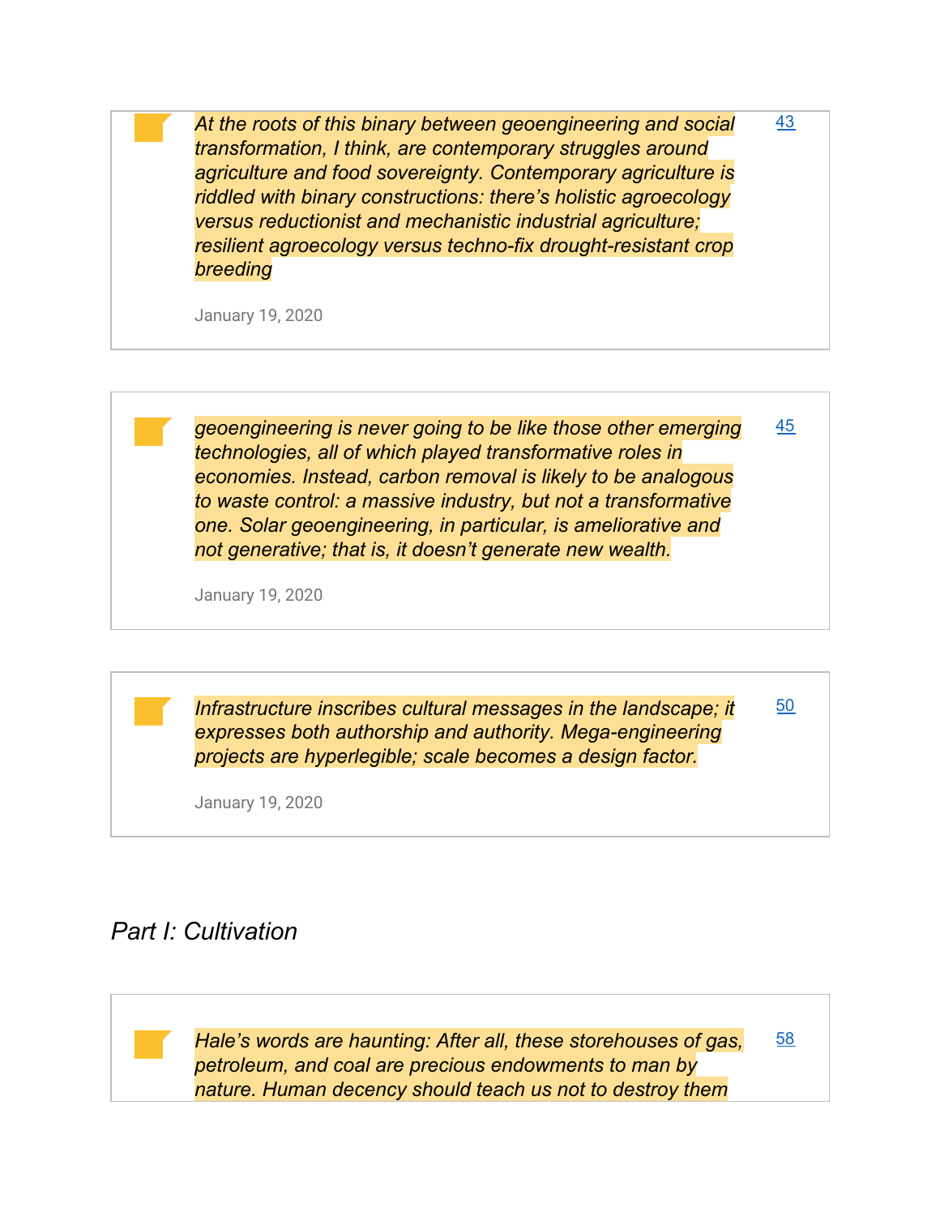*At the roots of this binary between geoengineering and social transformation, I think, are contemporary struggles around agriculture and food sovereignty. Contemporary agriculture is riddled with binary constructions: there's holistic agroecology versus reductionist and mechanistic industrial agriculture; resilient agroecology versus techno-fix drought-resistant crop breeding*

January 19, 2020

43

---

*geoengineering is never going to be like those other emerging technologies, all of which played transformative roles in economies. Instead, carbon removal is likely to be analogous to waste control: a massive industry, but not a transformative one. Solar geoengineering, in particular, is ameliorative and not generative; that is, it doesn't generate new wealth.*

January 19, 2020

45

---

*Infrastructure inscribes cultural messages in the landscape; it expresses both authorship and authority. Mega-engineering projects are hyperlegible; scale becomes a design factor.*

January 19, 2020

50

---

## *Part I: Cultivation*

*Hale's words are haunting: After all, these storehouses of gas, petroleum, and coal are precious endowments to man by nature. Human decency should teach us not to destroy them*

58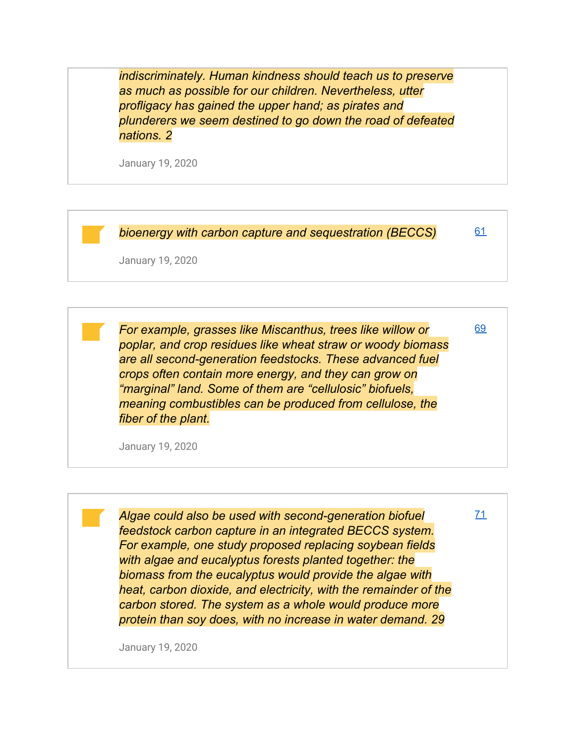*indiscriminately. Human kindness should teach us to preserve as much as possible for our children. Nevertheless, utter profligacy has gained the upper hand; as pirates and plunderers we seem destined to go down the road of defeated nations. 2*

January 19, 2020

---

*bioenergy with carbon capture and sequestration (BECCS)* [61]

January 19, 2020

---

*For example, grasses like Miscanthus, trees like willow or poplar, and crop residues like wheat straw or woody biomass are all second-generation feedstocks. These advanced fuel crops often contain more energy, and they can grow on "marginal" land. Some of them are "cellulosic" biofuels, meaning combustibles can be produced from cellulose, the fiber of the plant.* [69]

January 19, 2020

---

*Algae could also be used with second-generation biofuel feedstock carbon capture in an integrated BECCS system. For example, one study proposed replacing soybean fields with algae and eucalyptus forests planted together: the biomass from the eucalyptus would provide the algae with heat, carbon dioxide, and electricity, with the remainder of the carbon stored. The system as a whole would produce more protein than soy does, with no increase in water demand. 29* [71]

January 19, 2020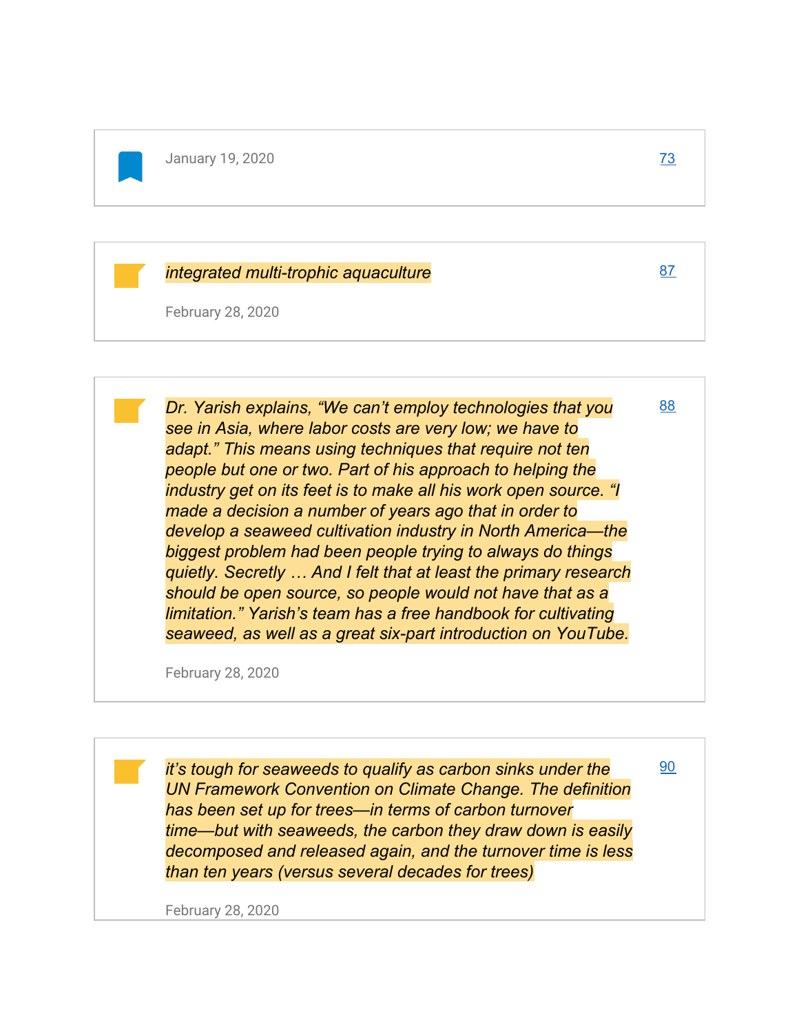January 19, 2020 — [73]

---

*integrated multi-trophic aquaculture* — [87]

February 28, 2020

---

*Dr. Yarish explains, "We can't employ technologies that you see in Asia, where labor costs are very low; we have to adapt." This means using techniques that require not ten people but one or two. Part of his approach to helping the industry get on its feet is to make all his work open source. "I made a decision a number of years ago that in order to develop a seaweed cultivation industry in North America—the biggest problem had been people trying to always do things quietly. Secretly … And I felt that at least the primary research should be open source, so people would not have that as a limitation." Yarish's team has a free handbook for cultivating seaweed, as well as a great six-part introduction on YouTube.* — [88]

February 28, 2020

---

*it's tough for seaweeds to qualify as carbon sinks under the UN Framework Convention on Climate Change. The definition has been set up for trees—in terms of carbon turnover time—but with seaweeds, the carbon they draw down is easily decomposed and released again, and the turnover time is less than ten years (versus several decades for trees)* — [90]

February 28, 2020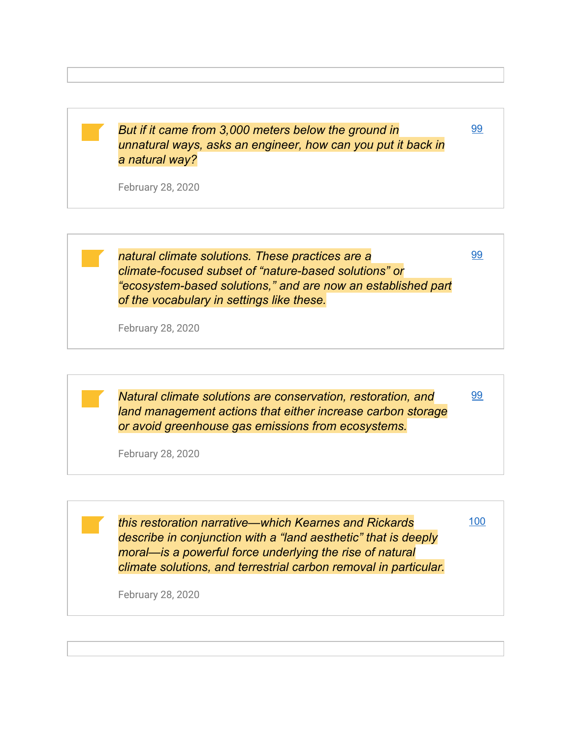*But if it came from 3,000 meters below the ground in unnatural ways, asks an engineer, how can you put it back in a natural way?*

[99](#)

February 28, 2020

---

*natural climate solutions. These practices are a climate-focused subset of "nature-based solutions" or "ecosystem-based solutions," and are now an established part of the vocabulary in settings like these.*

[99](#)

February 28, 2020

---

*Natural climate solutions are conservation, restoration, and land management actions that either increase carbon storage or avoid greenhouse gas emissions from ecosystems.*

[99](#)

February 28, 2020

---

*this restoration narrative—which Kearnes and Rickards describe in conjunction with a "land aesthetic" that is deeply moral—is a powerful force underlying the rise of natural climate solutions, and terrestrial carbon removal in particular.*

[100](#)

February 28, 2020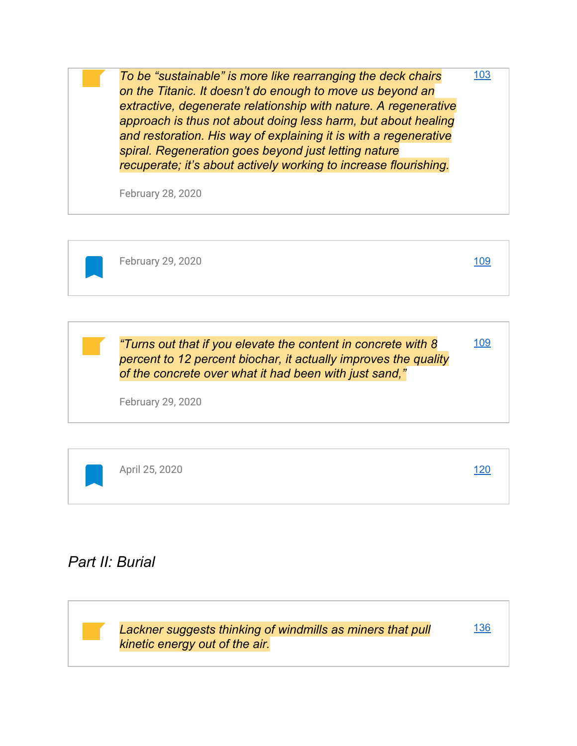*To be "sustainable" is more like rearranging the deck chairs on the Titanic. It doesn't do enough to move us beyond an extractive, degenerate relationship with nature. A regenerative approach is thus not about doing less harm, but about healing and restoration. His way of explaining it is with a regenerative spiral. Regeneration goes beyond just letting nature recuperate; it's about actively working to increase flourishing.*

February 28, 2020

103

---

February 29, 2020

109

---

*"Turns out that if you elevate the content in concrete with 8 percent to 12 percent biochar, it actually improves the quality of the concrete over what it had been with just sand,"*

February 29, 2020

109

---

April 25, 2020

120

---

## *Part II: Burial*

*Lackner suggests thinking of windmills as miners that pull kinetic energy out of the air.*

136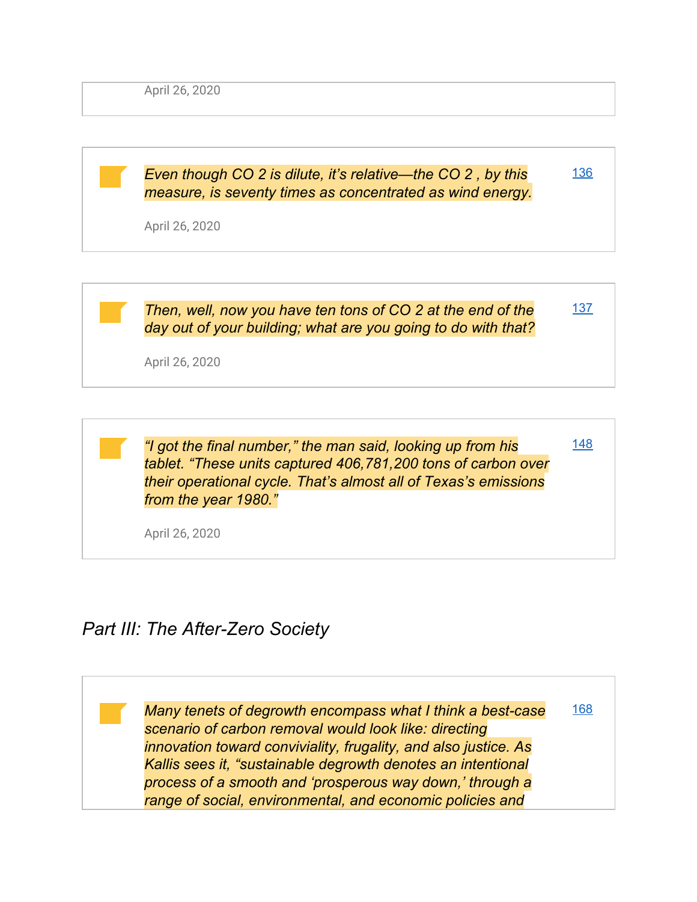April 26, 2020

*Even though $CO_2$ is dilute, it's relative—the $CO_2$, by this measure, is seventy times as concentrated as wind energy.*

136

April 26, 2020

*Then, well, now you have ten tons of $CO_2$ at the end of the day out of your building; what are you going to do with that?*

137

April 26, 2020

*"I got the final number," the man said, looking up from his tablet. "These units captured 406,781,200 tons of carbon over their operational cycle. That's almost all of Texas's emissions from the year 1980."*

148

April 26, 2020

## *Part III: The After-Zero Society*

*Many tenets of degrowth encompass what I think a best-case scenario of carbon removal would look like: directing innovation toward conviviality, frugality, and also justice. As Kallis sees it, "sustainable degrowth denotes an intentional process of a smooth and 'prosperous way down,' through a range of social, environmental, and economic policies and*

168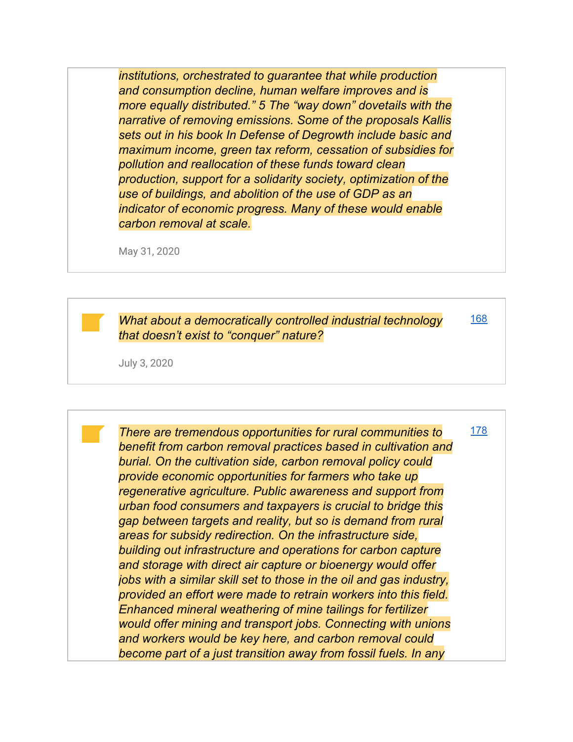*institutions, orchestrated to guarantee that while production and consumption decline, human welfare improves and is more equally distributed." 5 The "way down" dovetails with the narrative of removing emissions. Some of the proposals Kallis sets out in his book In Defense of Degrowth include basic and maximum income, green tax reform, cessation of subsidies for pollution and reallocation of these funds toward clean production, support for a solidarity society, optimization of the use of buildings, and abolition of the use of GDP as an indicator of economic progress. Many of these would enable carbon removal at scale.*

May 31, 2020

---

*What about a democratically controlled industrial technology that doesn't exist to "conquer" nature?*

168

July 3, 2020

---

*There are tremendous opportunities for rural communities to benefit from carbon removal practices based in cultivation and burial. On the cultivation side, carbon removal policy could provide economic opportunities for farmers who take up regenerative agriculture. Public awareness and support from urban food consumers and taxpayers is crucial to bridge this gap between targets and reality, but so is demand from rural areas for subsidy redirection. On the infrastructure side, building out infrastructure and operations for carbon capture and storage with direct air capture or bioenergy would offer jobs with a similar skill set to those in the oil and gas industry, provided an effort were made to retrain workers into this field. Enhanced mineral weathering of mine tailings for fertilizer would offer mining and transport jobs. Connecting with unions and workers would be key here, and carbon removal could become part of a just transition away from fossil fuels. In any*

178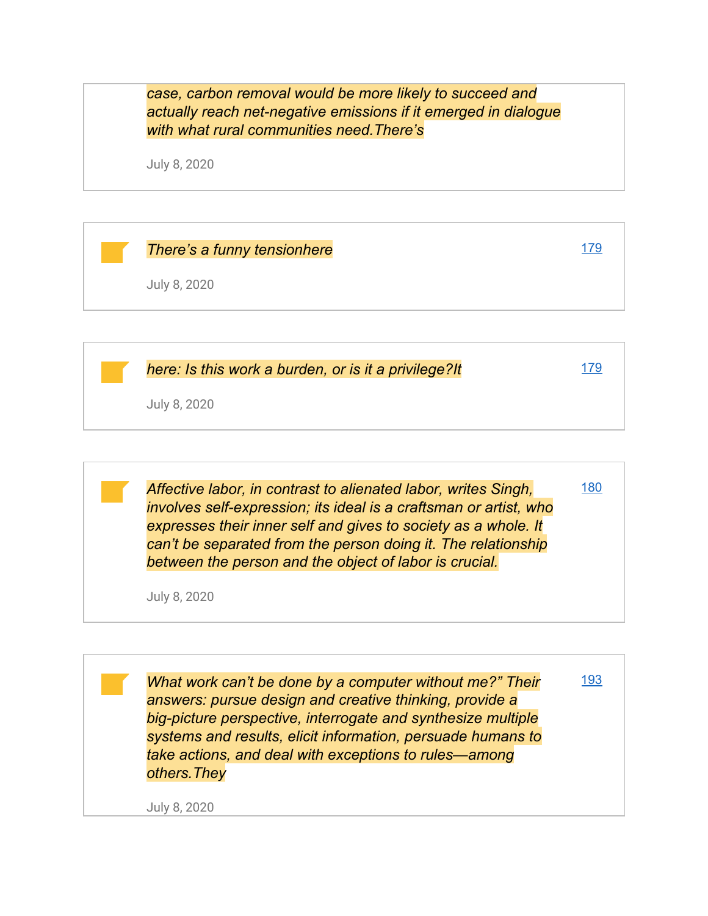*case, carbon removal would be more likely to succeed and actually reach net-negative emissions if it emerged in dialogue with what rural communities need.There's*

July 8, 2020

---

*There's a funny tensionhere* [179](#)

July 8, 2020

---

*here: Is this work a burden, or is it a privilege?It* [179](#)

July 8, 2020

---

*Affective labor, in contrast to alienated labor, writes Singh, involves self-expression; its ideal is a craftsman or artist, who expresses their inner self and gives to society as a whole. It can't be separated from the person doing it. The relationship between the person and the object of labor is crucial.* [180](#)

July 8, 2020

---

*What work can't be done by a computer without me?" Their answers: pursue design and creative thinking, provide a big-picture perspective, interrogate and synthesize multiple systems and results, elicit information, persuade humans to take actions, and deal with exceptions to rules—among others.They* [193](#)

July 8, 2020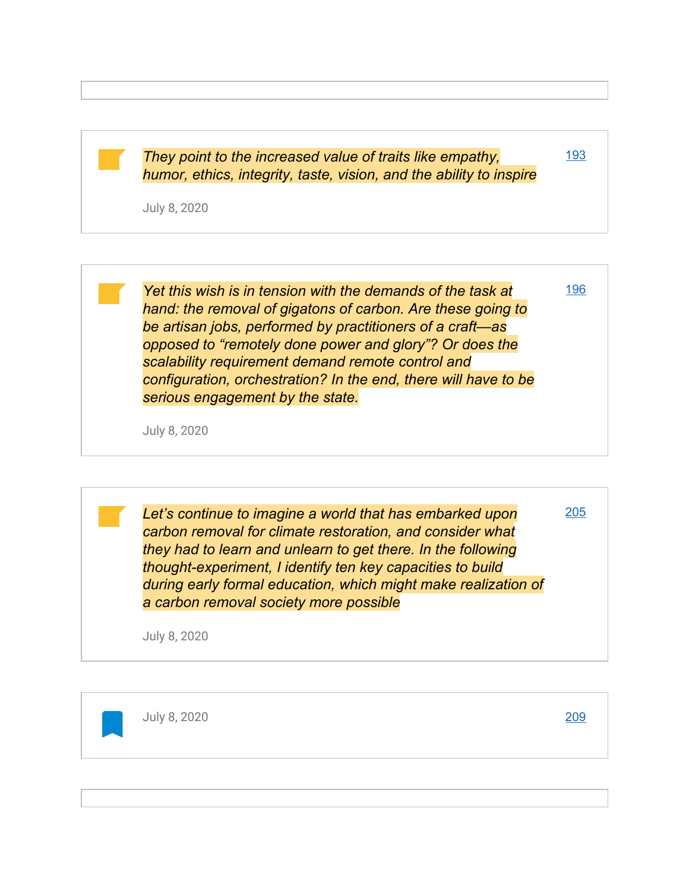*They point to the increased value of traits like empathy, humor, ethics, integrity, taste, vision, and the ability to inspire*

July 8, 2020

193

*Yet this wish is in tension with the demands of the task at hand: the removal of gigatons of carbon. Are these going to be artisan jobs, performed by practitioners of a craft—as opposed to “remotely done power and glory”? Or does the scalability requirement demand remote control and configuration, orchestration? In the end, there will have to be serious engagement by the state.*

July 8, 2020

196

*Let’s continue to imagine a world that has embarked upon carbon removal for climate restoration, and consider what they had to learn and unlearn to get there. In the following thought-experiment, I identify ten key capacities to build during early formal education, which might make realization of a carbon removal society more possible*

July 8, 2020

205

July 8, 2020

209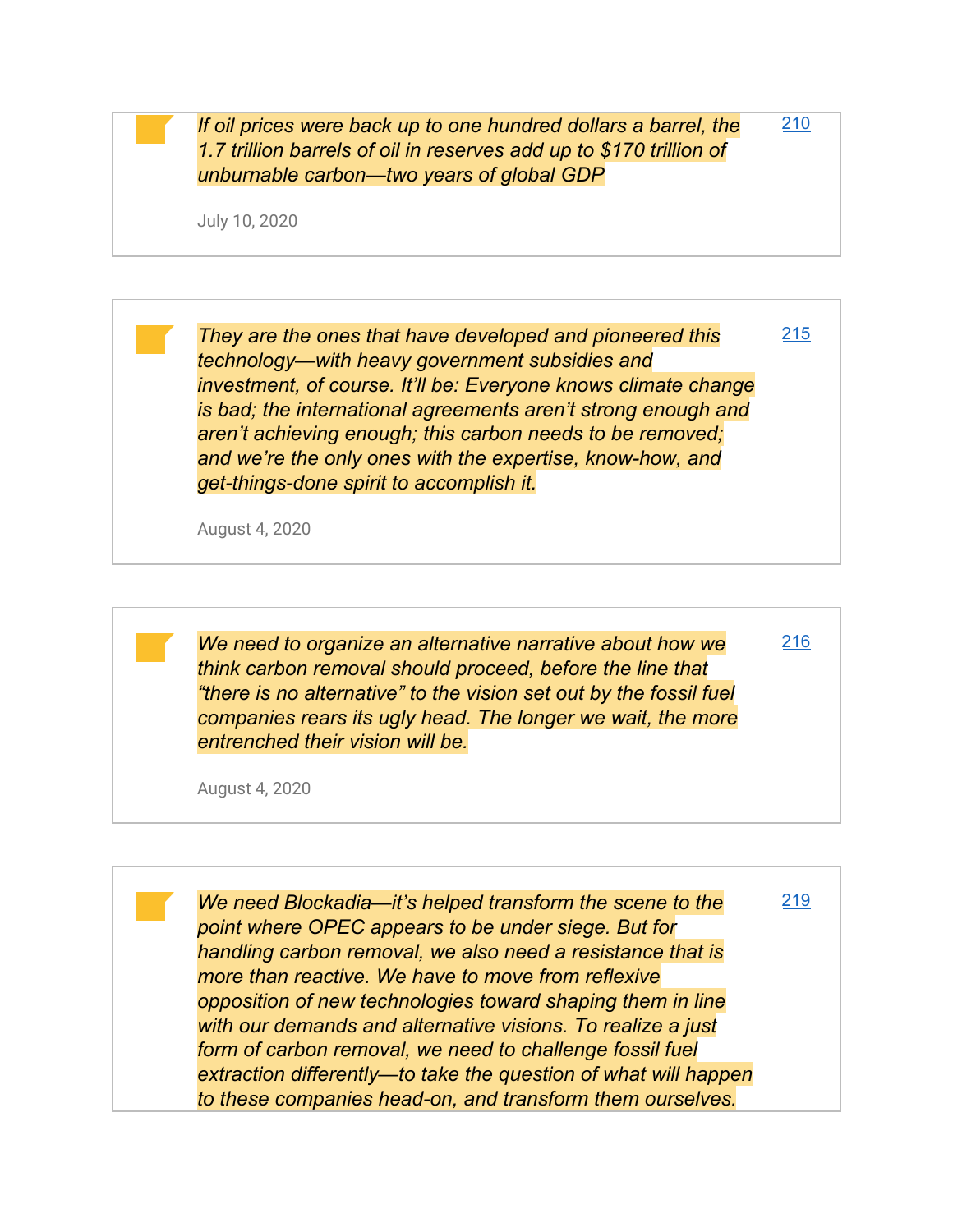*If oil prices were back up to one hundred dollars a barrel, the 1.7 trillion barrels of oil in reserves add up to $170 trillion of unburnable carbon—two years of global GDP*

210

July 10, 2020

---

*They are the ones that have developed and pioneered this technology—with heavy government subsidies and investment, of course. It'll be: Everyone knows climate change is bad; the international agreements aren't strong enough and aren't achieving enough; this carbon needs to be removed; and we're the only ones with the expertise, know-how, and get-things-done spirit to accomplish it.*

215

August 4, 2020

---

*We need to organize an alternative narrative about how we think carbon removal should proceed, before the line that "there is no alternative" to the vision set out by the fossil fuel companies rears its ugly head. The longer we wait, the more entrenched their vision will be.*

216

August 4, 2020

---

*We need Blockadia—it's helped transform the scene to the point where OPEC appears to be under siege. But for handling carbon removal, we also need a resistance that is more than reactive. We have to move from reflexive opposition of new technologies toward shaping them in line with our demands and alternative visions. To realize a just form of carbon removal, we need to challenge fossil fuel extraction differently—to take the question of what will happen to these companies head-on, and transform them ourselves.*

219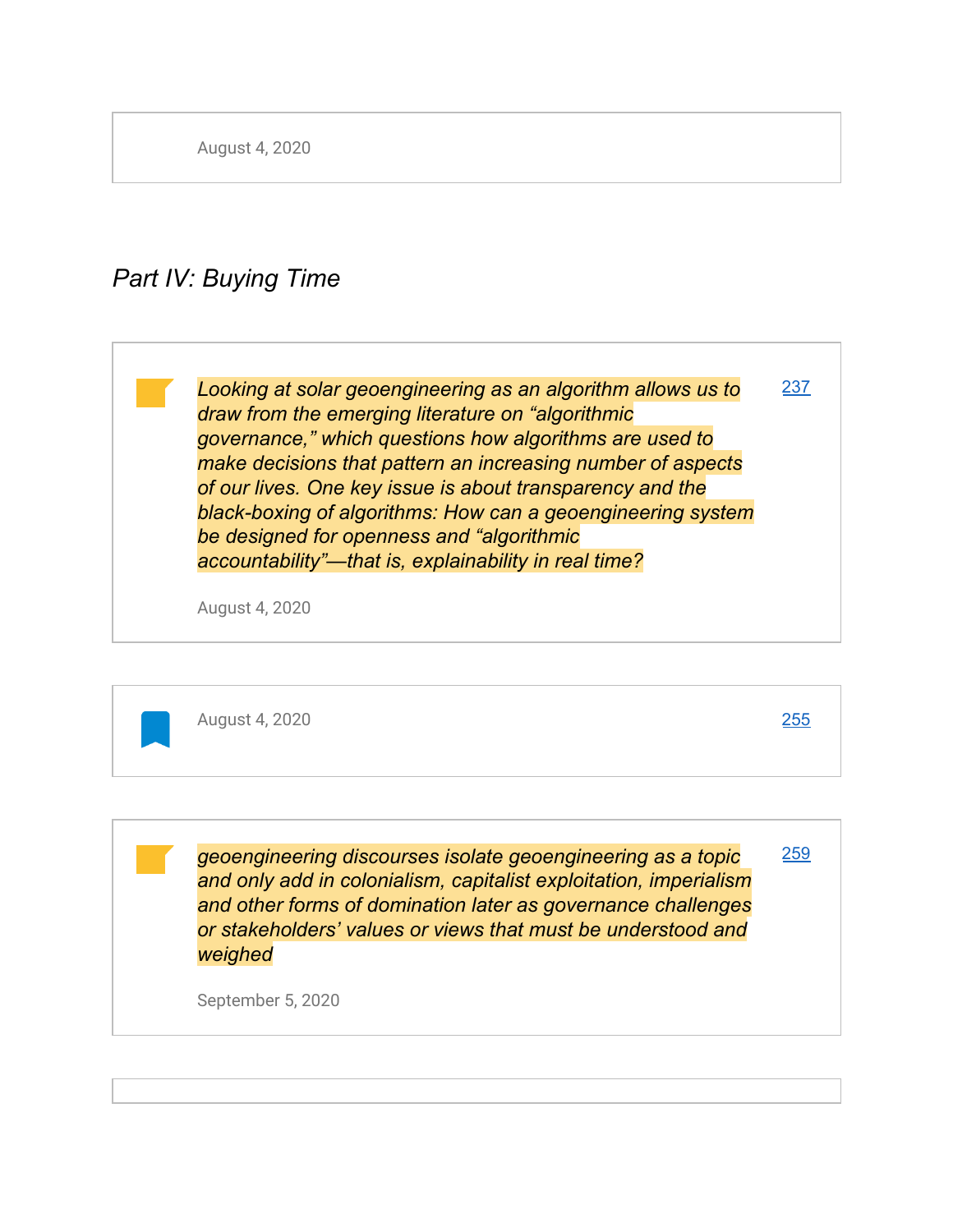August 4, 2020

## *Part IV: Buying Time*

*Looking at solar geoengineering as an algorithm allows us to draw from the emerging literature on "algorithmic governance," which questions how algorithms are used to make decisions that pattern an increasing number of aspects of our lives. One key issue is about transparency and the black-boxing of algorithms: How can a geoengineering system be designed for openness and "algorithmic accountability"—that is, explainability in real time?*

August 4, 2020

237

---

August 4, 2020

255

---

*geoengineering discourses isolate geoengineering as a topic and only add in colonialism, capitalist exploitation, imperialism and other forms of domination later as governance challenges or stakeholders' values or views that must be understood and weighed*

September 5, 2020

259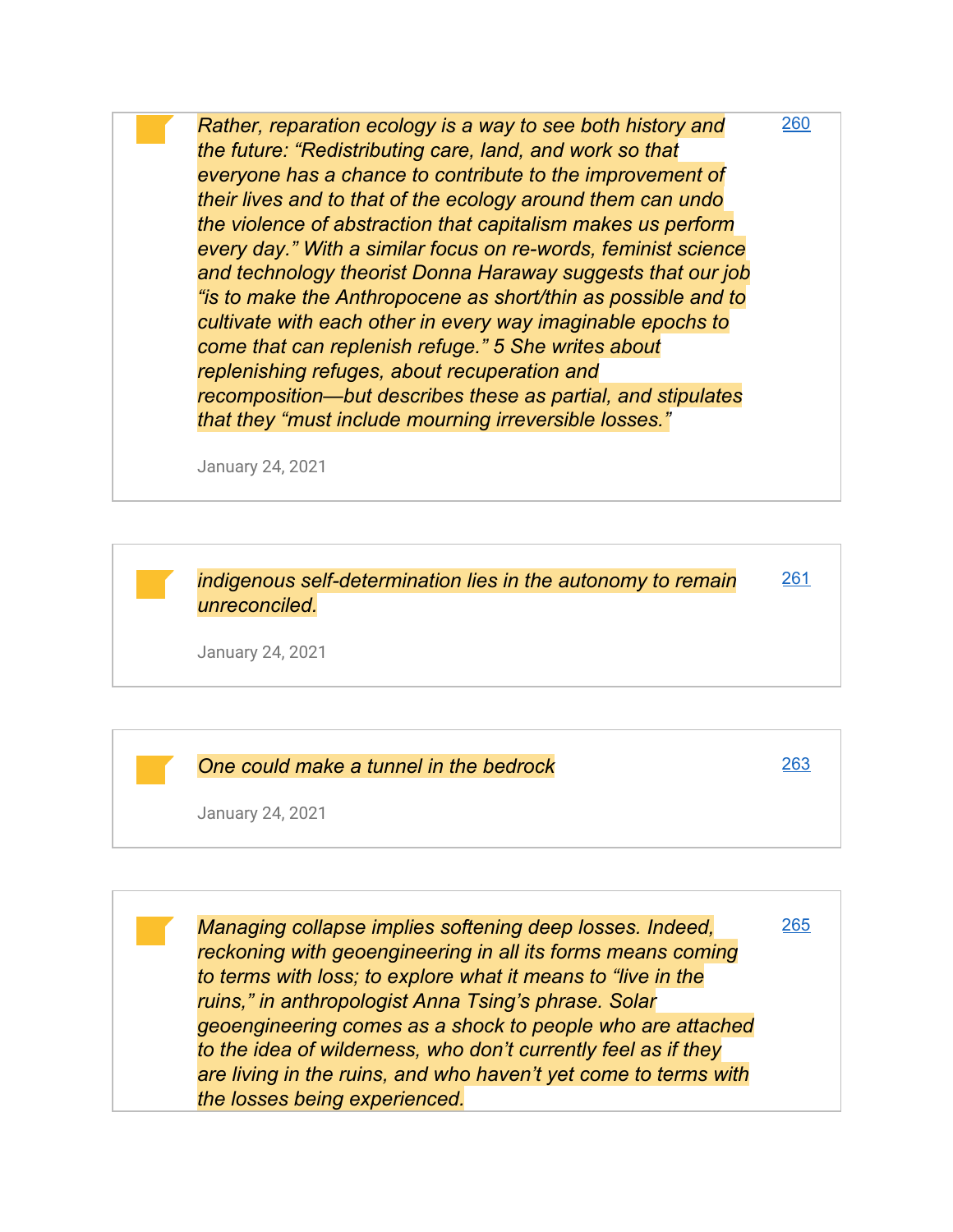*Rather, reparation ecology is a way to see both history and the future: "Redistributing care, land, and work so that everyone has a chance to contribute to the improvement of their lives and to that of the ecology around them can undo the violence of abstraction that capitalism makes us perform every day." With a similar focus on re-words, feminist science and technology theorist Donna Haraway suggests that our job "is to make the Anthropocene as short/thin as possible and to cultivate with each other in every way imaginable epochs to come that can replenish refuge." 5 She writes about replenishing refuges, about recuperation and recomposition—but describes these as partial, and stipulates that they "must include mourning irreversible losses."*

[260](#)

January 24, 2021

---

*indigenous self-determination lies in the autonomy to remain unreconciled.*

[261](#)

January 24, 2021

---

*One could make a tunnel in the bedrock*

[263](#)

January 24, 2021

---

*Managing collapse implies softening deep losses. Indeed, reckoning with geoengineering in all its forms means coming to terms with loss; to explore what it means to "live in the ruins," in anthropologist Anna Tsing's phrase. Solar geoengineering comes as a shock to people who are attached to the idea of wilderness, who don't currently feel as if they are living in the ruins, and who haven't yet come to terms with the losses being experienced.*

[265](#)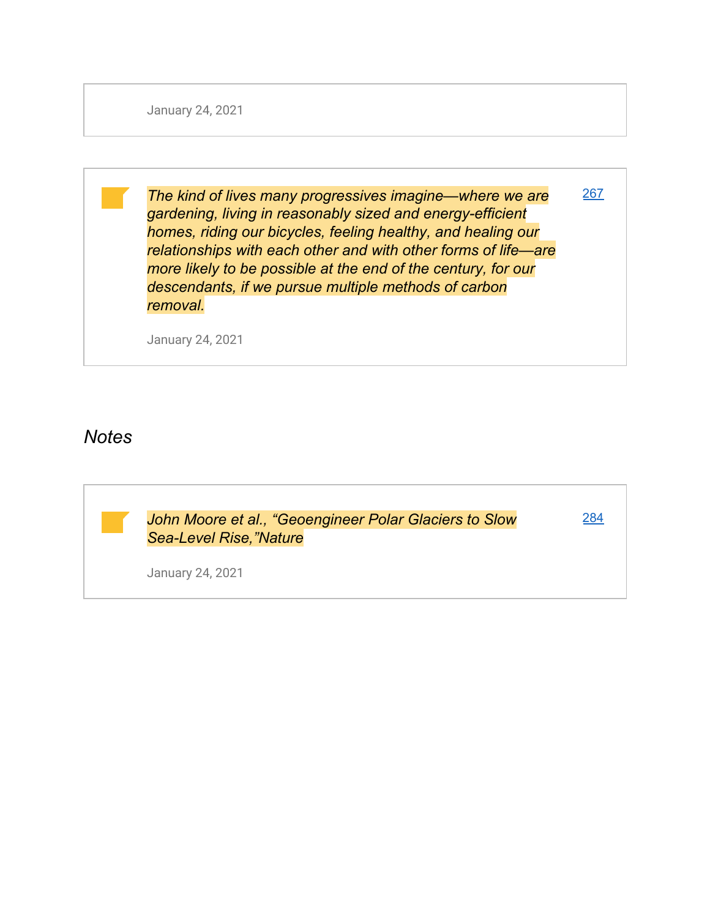January 24, 2021

*The kind of lives many progressives imagine—where we are gardening, living in reasonably sized and energy-efficient homes, riding our bicycles, feeling healthy, and healing our relationships with each other and with other forms of life—are more likely to be possible at the end of the century, for our descendants, if we pursue multiple methods of carbon removal.*

267

January 24, 2021

## *Notes*

*John Moore et al., "Geoengineer Polar Glaciers to Slow Sea-Level Rise,"Nature*

284

January 24, 2021